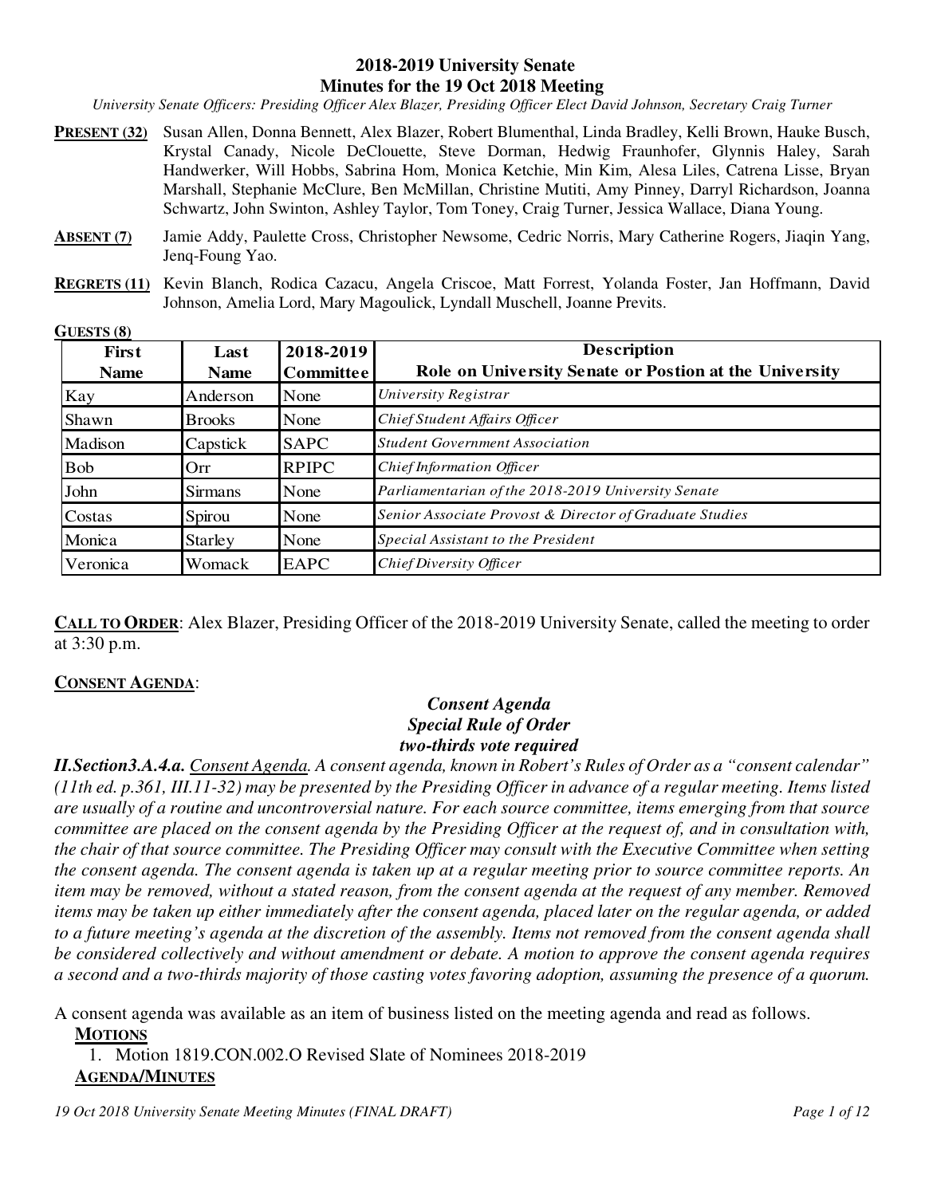# 2018-2019 University Senate
## Minutes for the 19 Oct 2018 Meeting

*University Senate Officers: Presiding Officer Alex Blazer, Presiding Officer Elect David Johnson, Secretary Craig Turner*

**PRESENT (32)** Susan Allen, Donna Bennett, Alex Blazer, Robert Blumenthal, Linda Bradley, Kelli Brown, Hauke Busch, Krystal Canady, Nicole DeClouette, Steve Dorman, Hedwig Fraunhofer, Glynnis Haley, Sarah Handwerker, Will Hobbs, Sabrina Hom, Monica Ketchie, Min Kim, Alesa Liles, Catrena Lisse, Bryan Marshall, Stephanie McClure, Ben McMillan, Christine Mutiti, Amy Pinney, Darryl Richardson, Joanna Schwartz, John Swinton, Ashley Taylor, Tom Toney, Craig Turner, Jessica Wallace, Diana Young.

**ABSENT (7)** Jamie Addy, Paulette Cross, Christopher Newsome, Cedric Norris, Mary Catherine Rogers, Jiaqin Yang, Jenq-Foung Yao.

**REGRETS (11)** Kevin Blanch, Rodica Cazacu, Angela Criscoe, Matt Forrest, Yolanda Foster, Jan Hoffmann, David Johnson, Amelia Lord, Mary Magoulick, Lyndall Muschell, Joanne Previts.

**GUESTS (8)**

| First Name | Last Name | 2018-2019 Committee | Description Role on University Senate or Postion at the University |
|---|---|---|---|
| Kay | Anderson | None | *University Registrar* |
| Shawn | Brooks | None | *Chief Student Affairs Officer* |
| Madison | Capstick | SAPC | *Student Government Association* |
| Bob | Orr | RPIPC | *Chief Information Officer* |
| John | Sirmans | None | *Parliamentarian of the 2018-2019 University Senate* |
| Costas | Spirou | None | *Senior Associate Provost & Director of Graduate Studies* |
| Monica | Starley | None | *Special Assistant to the President* |
| Veronica | Womack | EAPC | *Chief Diversity Officer* |

**CALL TO ORDER**: Alex Blazer, Presiding Officer of the 2018-2019 University Senate, called the meeting to order at 3:30 p.m.

**CONSENT AGENDA**:

***Consent Agenda***
***Special Rule of Order***
***two-thirds vote required***

***II.Section3.A.4.a.** *Consent Agenda*. A consent agenda, known in Robert's Rules of Order as a "consent calendar" (11th ed. p.361, III.11-32) may be presented by the Presiding Officer in advance of a regular meeting. Items listed are usually of a routine and uncontroversial nature. For each source committee, items emerging from that source committee are placed on the consent agenda by the Presiding Officer at the request of, and in consultation with, the chair of that source committee. The Presiding Officer may consult with the Executive Committee when setting the consent agenda. The consent agenda is taken up at a regular meeting prior to source committee reports. An item may be removed, without a stated reason, from the consent agenda at the request of any member. Removed items may be taken up either immediately after the consent agenda, placed later on the regular agenda, or added to a future meeting's agenda at the discretion of the assembly. Items not removed from the consent agenda shall be considered collectively and without amendment or debate. A motion to approve the consent agenda requires a second and a two-thirds majority of those casting votes favoring adoption, assuming the presence of a quorum.*

A consent agenda was available as an item of business listed on the meeting agenda and read as follows.

**MOTIONS**

1. Motion 1819.CON.002.O Revised Slate of Nominees 2018-2019

**AGENDA/MINUTES**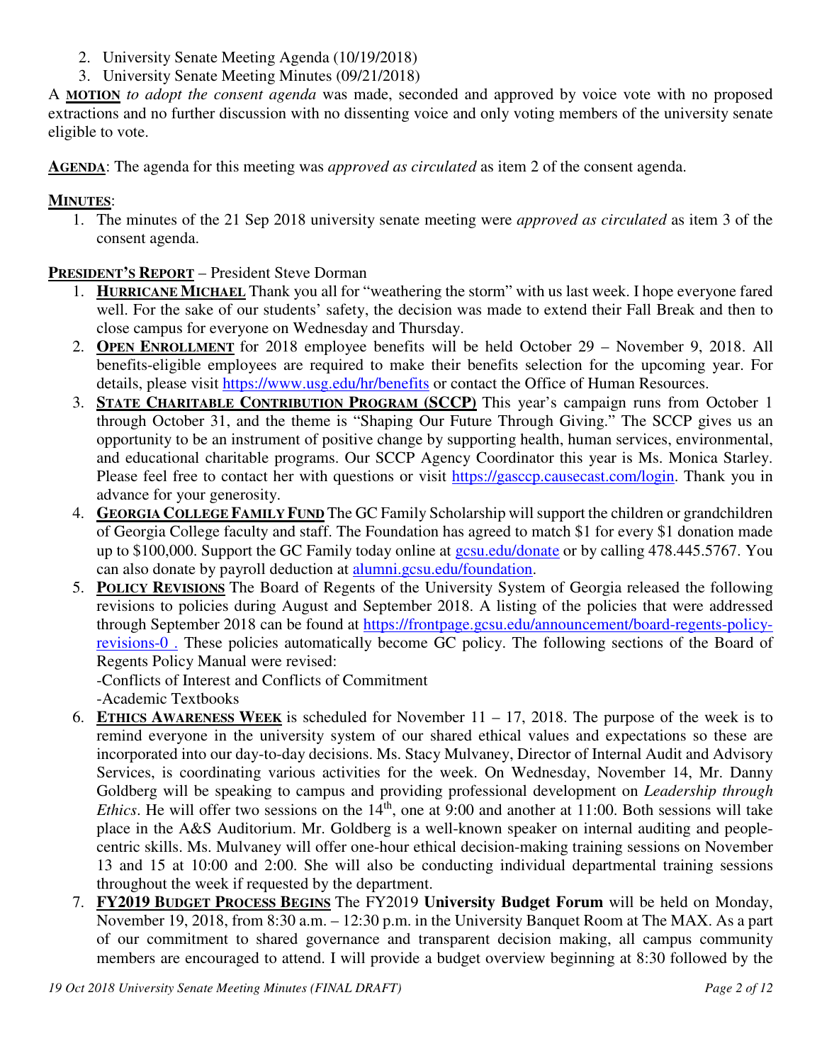2. University Senate Meeting Agenda (10/19/2018)
3. University Senate Meeting Minutes (09/21/2018)

A **MOTION** *to adopt the consent agenda* was made, seconded and approved by voice vote with no proposed extractions and no further discussion with no dissenting voice and only voting members of the university senate eligible to vote.

**AGENDA**: The agenda for this meeting was *approved as circulated* as item 2 of the consent agenda.

**MINUTES**:

1. The minutes of the 21 Sep 2018 university senate meeting were *approved as circulated* as item 3 of the consent agenda.

**PRESIDENT'S REPORT** – President Steve Dorman

1. **HURRICANE MICHAEL** Thank you all for "weathering the storm" with us last week. I hope everyone fared well. For the sake of our students' safety, the decision was made to extend their Fall Break and then to close campus for everyone on Wednesday and Thursday.
2. **OPEN ENROLLMENT** for 2018 employee benefits will be held October 29 – November 9, 2018. All benefits-eligible employees are required to make their benefits selection for the upcoming year. For details, please visit https://www.usg.edu/hr/benefits or contact the Office of Human Resources.
3. **STATE CHARITABLE CONTRIBUTION PROGRAM (SCCP)** This year's campaign runs from October 1 through October 31, and the theme is "Shaping Our Future Through Giving." The SCCP gives us an opportunity to be an instrument of positive change by supporting health, human services, environmental, and educational charitable programs. Our SCCP Agency Coordinator this year is Ms. Monica Starley. Please feel free to contact her with questions or visit https://gasccp.causecast.com/login. Thank you in advance for your generosity.
4. **GEORGIA COLLEGE FAMILY FUND** The GC Family Scholarship will support the children or grandchildren of Georgia College faculty and staff. The Foundation has agreed to match $1 for every $1 donation made up to $100,000. Support the GC Family today online at gcsu.edu/donate or by calling 478.445.5767. You can also donate by payroll deduction at alumni.gcsu.edu/foundation.
5. **POLICY REVISIONS** The Board of Regents of the University System of Georgia released the following revisions to policies during August and September 2018. A listing of the policies that were addressed through September 2018 can be found at https://frontpage.gcsu.edu/announcement/board-regents-policy-revisions-0 . These policies automatically become GC policy. The following sections of the Board of Regents Policy Manual were revised:
   -Conflicts of Interest and Conflicts of Commitment
   -Academic Textbooks
6. **ETHICS AWARENESS WEEK** is scheduled for November 11 – 17, 2018. The purpose of the week is to remind everyone in the university system of our shared ethical values and expectations so these are incorporated into our day-to-day decisions. Ms. Stacy Mulvaney, Director of Internal Audit and Advisory Services, is coordinating various activities for the week. On Wednesday, November 14, Mr. Danny Goldberg will be speaking to campus and providing professional development on *Leadership through Ethics*. He will offer two sessions on the 14th, one at 9:00 and another at 11:00. Both sessions will take place in the A&S Auditorium. Mr. Goldberg is a well-known speaker on internal auditing and people-centric skills. Ms. Mulvaney will offer one-hour ethical decision-making training sessions on November 13 and 15 at 10:00 and 2:00. She will also be conducting individual departmental training sessions throughout the week if requested by the department.
7. **FY2019 BUDGET PROCESS BEGINS** The FY2019 **University Budget Forum** will be held on Monday, November 19, 2018, from 8:30 a.m. – 12:30 p.m. in the University Banquet Room at The MAX. As a part of our commitment to shared governance and transparent decision making, all campus community members are encouraged to attend. I will provide a budget overview beginning at 8:30 followed by the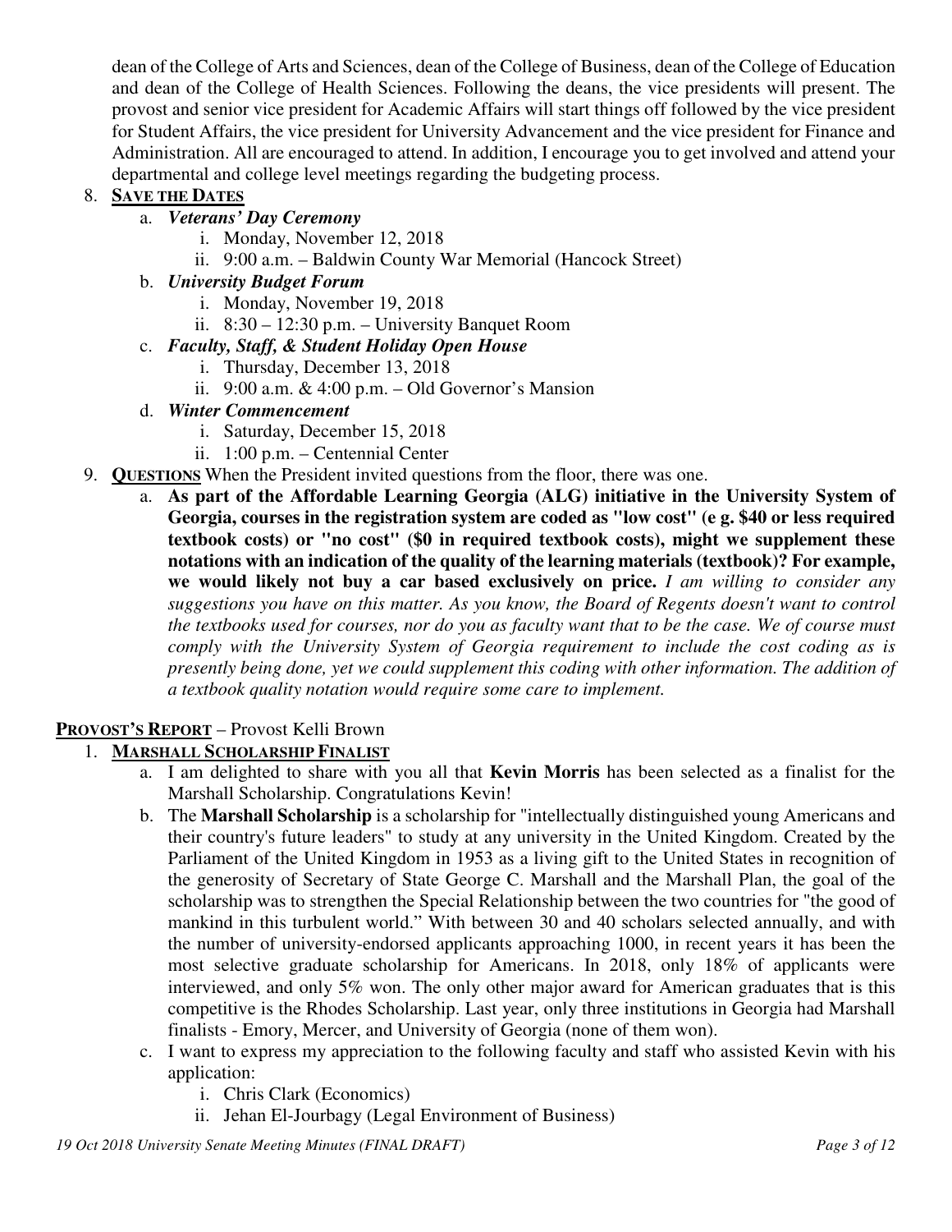dean of the College of Arts and Sciences, dean of the College of Business, dean of the College of Education and dean of the College of Health Sciences. Following the deans, the vice presidents will present. The provost and senior vice president for Academic Affairs will start things off followed by the vice president for Student Affairs, the vice president for University Advancement and the vice president for Finance and Administration. All are encouraged to attend. In addition, I encourage you to get involved and attend your departmental and college level meetings regarding the budgeting process.

8. **SAVE THE DATES**
   a. ***Veterans' Day Ceremony***
      i. Monday, November 12, 2018
      ii. 9:00 a.m. – Baldwin County War Memorial (Hancock Street)
   b. ***University Budget Forum***
      i. Monday, November 19, 2018
      ii. 8:30 – 12:30 p.m. – University Banquet Room
   c. ***Faculty, Staff, & Student Holiday Open House***
      i. Thursday, December 13, 2018
      ii. 9:00 a.m. & 4:00 p.m. – Old Governor's Mansion
   d. ***Winter Commencement***
      i. Saturday, December 15, 2018
      ii. 1:00 p.m. – Centennial Center
9. **QUESTIONS** When the President invited questions from the floor, there was one.
   a. **As part of the Affordable Learning Georgia (ALG) initiative in the University System of Georgia, courses in the registration system are coded as "low cost" (e g. $40 or less required textbook costs) or "no cost" ($0 in required textbook costs), might we supplement these notations with an indication of the quality of the learning materials (textbook)? For example, we would likely not buy a car based exclusively on price.** *I am willing to consider any suggestions you have on this matter. As you know, the Board of Regents doesn't want to control the textbooks used for courses, nor do you as faculty want that to be the case. We of course must comply with the University System of Georgia requirement to include the cost coding as is presently being done, yet we could supplement this coding with other information. The addition of a textbook quality notation would require some care to implement.*

**PROVOST'S REPORT** – Provost Kelli Brown

1. **MARSHALL SCHOLARSHIP FINALIST**
   a. I am delighted to share with you all that **Kevin Morris** has been selected as a finalist for the Marshall Scholarship. Congratulations Kevin!
   b. The **Marshall Scholarship** is a scholarship for "intellectually distinguished young Americans and their country's future leaders" to study at any university in the United Kingdom. Created by the Parliament of the United Kingdom in 1953 as a living gift to the United States in recognition of the generosity of Secretary of State George C. Marshall and the Marshall Plan, the goal of the scholarship was to strengthen the Special Relationship between the two countries for "the good of mankind in this turbulent world." With between 30 and 40 scholars selected annually, and with the number of university-endorsed applicants approaching 1000, in recent years it has been the most selective graduate scholarship for Americans. In 2018, only 18% of applicants were interviewed, and only 5% won. The only other major award for American graduates that is this competitive is the Rhodes Scholarship. Last year, only three institutions in Georgia had Marshall finalists - Emory, Mercer, and University of Georgia (none of them won).
   c. I want to express my appreciation to the following faculty and staff who assisted Kevin with his application:
      i. Chris Clark (Economics)
      ii. Jehan El-Jourbagy (Legal Environment of Business)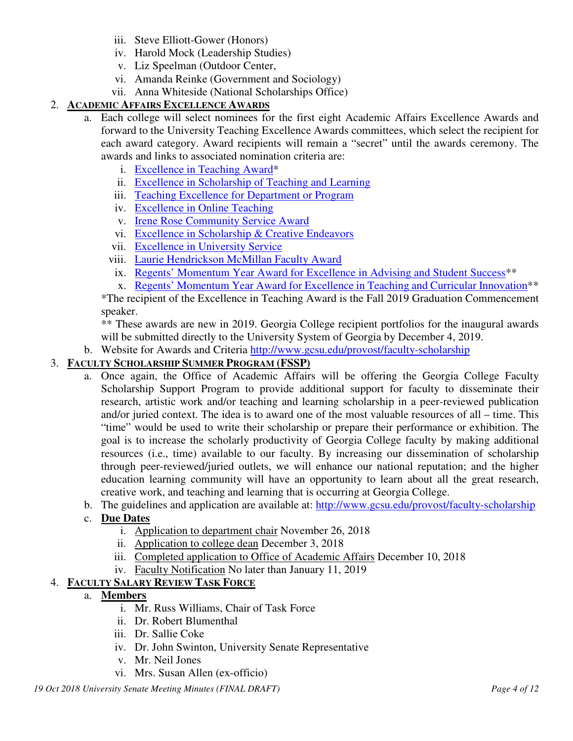iii. Steve Elliott-Gower (Honors)
   iv. Harold Mock (Leadership Studies)
   v. Liz Speelman (Outdoor Center,
   vi. Amanda Reinke (Government and Sociology)
   vii. Anna Whiteside (National Scholarships Office)

2. **ACADEMIC AFFAIRS EXCELLENCE AWARDS**
   a. Each college will select nominees for the first eight Academic Affairs Excellence Awards and forward to the University Teaching Excellence Awards committees, which select the recipient for each award category. Award recipients will remain a "secret" until the awards ceremony. The awards and links to associated nomination criteria are:
      i. Excellence in Teaching Award*
      ii. Excellence in Scholarship of Teaching and Learning
      iii. Teaching Excellence for Department or Program
      iv. Excellence in Online Teaching
      v. Irene Rose Community Service Award
      vi. Excellence in Scholarship & Creative Endeavors
      vii. Excellence in University Service
      viii. Laurie Hendrickson McMillan Faculty Award
      ix. Regents' Momentum Year Award for Excellence in Advising and Student Success**
      x. Regents' Momentum Year Award for Excellence in Teaching and Curricular Innovation**

      *The recipient of the Excellence in Teaching Award is the Fall 2019 Graduation Commencement speaker.

      ** These awards are new in 2019. Georgia College recipient portfolios for the inaugural awards will be submitted directly to the University System of Georgia by December 4, 2019.
   b. Website for Awards and Criteria http://www.gcsu.edu/provost/faculty-scholarship

3. **FACULTY SCHOLARSHIP SUMMER PROGRAM (FSSP)**
   a. Once again, the Office of Academic Affairs will be offering the Georgia College Faculty Scholarship Support Program to provide additional support for faculty to disseminate their research, artistic work and/or teaching and learning scholarship in a peer-reviewed publication and/or juried context. The idea is to award one of the most valuable resources of all – time. This "time" would be used to write their scholarship or prepare their performance or exhibition. The goal is to increase the scholarly productivity of Georgia College faculty by making additional resources (i.e., time) available to our faculty. By increasing our dissemination of scholarship through peer-reviewed/juried outlets, we will enhance our national reputation; and the higher education learning community will have an opportunity to learn about all the great research, creative work, and teaching and learning that is occurring at Georgia College.
   b. The guidelines and application are available at: http://www.gcsu.edu/provost/faculty-scholarship
   c. **Due Dates**
      i. Application to department chair November 26, 2018
      ii. Application to college dean December 3, 2018
      iii. Completed application to Office of Academic Affairs December 10, 2018
      iv. Faculty Notification No later than January 11, 2019

4. **FACULTY SALARY REVIEW TASK FORCE**
   a. **Members**
      i. Mr. Russ Williams, Chair of Task Force
      ii. Dr. Robert Blumenthal
      iii. Dr. Sallie Coke
      iv. Dr. John Swinton, University Senate Representative
      v. Mr. Neil Jones
      vi. Mrs. Susan Allen (ex-officio)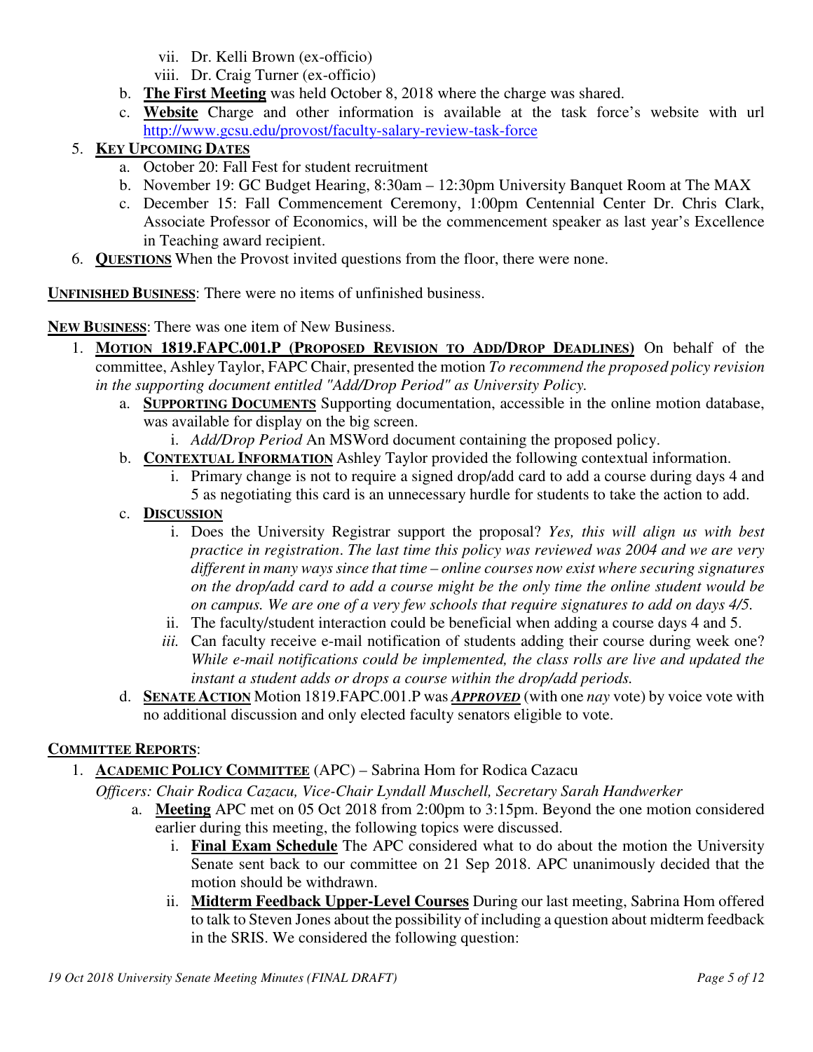vii. Dr. Kelli Brown (ex-officio)
   viii. Dr. Craig Turner (ex-officio)

   b. **The First Meeting** was held October 8, 2018 where the charge was shared.
   c. **Website** Charge and other information is available at the task force's website with url http://www.gcsu.edu/provost/faculty-salary-review-task-force

5. **KEY UPCOMING DATES**
   a. October 20: Fall Fest for student recruitment
   b. November 19: GC Budget Hearing, 8:30am – 12:30pm University Banquet Room at The MAX
   c. December 15: Fall Commencement Ceremony, 1:00pm Centennial Center Dr. Chris Clark, Associate Professor of Economics, will be the commencement speaker as last year's Excellence in Teaching award recipient.
6. **QUESTIONS** When the Provost invited questions from the floor, there were none.

**UNFINISHED BUSINESS**: There were no items of unfinished business.

**NEW BUSINESS**: There was one item of New Business.

1. **MOTION 1819.FAPC.001.P (PROPOSED REVISION TO ADD/DROP DEADLINES)** On behalf of the committee, Ashley Taylor, FAPC Chair, presented the motion *To recommend the proposed policy revision in the supporting document entitled "Add/Drop Period" as University Policy.*
   a. **SUPPORTING DOCUMENTS** Supporting documentation, accessible in the online motion database, was available for display on the big screen.
      i. *Add/Drop Period* An MSWord document containing the proposed policy.
   b. **CONTEXTUAL INFORMATION** Ashley Taylor provided the following contextual information.
      i. Primary change is not to require a signed drop/add card to add a course during days 4 and 5 as negotiating this card is an unnecessary hurdle for students to take the action to add.
   c. **DISCUSSION**
      i. Does the University Registrar support the proposal? *Yes, this will align us with best practice in registration. The last time this policy was reviewed was 2004 and we are very different in many ways since that time – online courses now exist where securing signatures on the drop/add card to add a course might be the only time the online student would be on campus. We are one of a very few schools that require signatures to add on days 4/5.*
      ii. The faculty/student interaction could be beneficial when adding a course days 4 and 5.
      iii. Can faculty receive e-mail notification of students adding their course during week one? *While e-mail notifications could be implemented, the class rolls are live and updated the instant a student adds or drops a course within the drop/add periods.*
   d. **SENATE ACTION** Motion 1819.FAPC.001.P was ***APPROVED*** (with one *nay* vote) by voice vote with no additional discussion and only elected faculty senators eligible to vote.

**COMMITTEE REPORTS**:

1. **ACADEMIC POLICY COMMITTEE** (APC) – Sabrina Hom for Rodica Cazacu

   *Officers: Chair Rodica Cazacu, Vice-Chair Lyndall Muschell, Secretary Sarah Handwerker*

   a. **Meeting** APC met on 05 Oct 2018 from 2:00pm to 3:15pm. Beyond the one motion considered earlier during this meeting, the following topics were discussed.
      i. **Final Exam Schedule** The APC considered what to do about the motion the University Senate sent back to our committee on 21 Sep 2018. APC unanimously decided that the motion should be withdrawn.
      ii. **Midterm Feedback Upper-Level Courses** During our last meeting, Sabrina Hom offered to talk to Steven Jones about the possibility of including a question about midterm feedback in the SRIS. We considered the following question: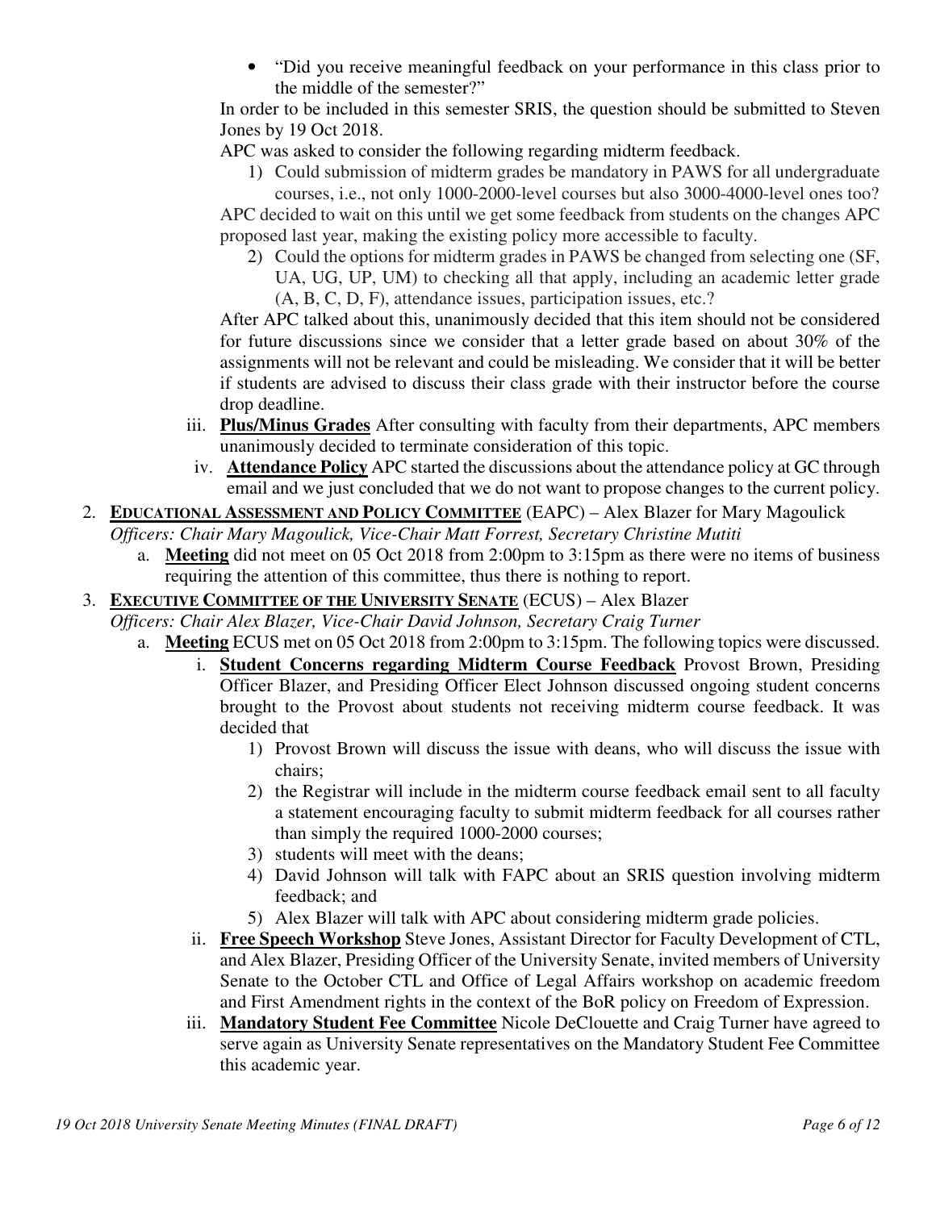- "Did you receive meaningful feedback on your performance in this class prior to the middle of the semester?"

In order to be included in this semester SRIS, the question should be submitted to Steven Jones by 19 Oct 2018.

APC was asked to consider the following regarding midterm feedback.

1) Could submission of midterm grades be mandatory in PAWS for all undergraduate courses, i.e., not only 1000-2000-level courses but also 3000-4000-level ones too?

APC decided to wait on this until we get some feedback from students on the changes APC proposed last year, making the existing policy more accessible to faculty.

2) Could the options for midterm grades in PAWS be changed from selecting one (SF, UA, UG, UP, UM) to checking all that apply, including an academic letter grade (A, B, C, D, F), attendance issues, participation issues, etc.?

After APC talked about this, unanimously decided that this item should not be considered for future discussions since we consider that a letter grade based on about 30% of the assignments will not be relevant and could be misleading. We consider that it will be better if students are advised to discuss their class grade with their instructor before the course drop deadline.

iii. **Plus/Minus Grades** After consulting with faculty from their departments, APC members unanimously decided to terminate consideration of this topic.

iv. **Attendance Policy** APC started the discussions about the attendance policy at GC through email and we just concluded that we do not want to propose changes to the current policy.

2. **EDUCATIONAL ASSESSMENT AND POLICY COMMITTEE** (EAPC) – Alex Blazer for Mary Magoulick
*Officers: Chair Mary Magoulick, Vice-Chair Matt Forrest, Secretary Christine Mutiti*
   a. **Meeting** did not meet on 05 Oct 2018 from 2:00pm to 3:15pm as there were no items of business requiring the attention of this committee, thus there is nothing to report.

3. **EXECUTIVE COMMITTEE OF THE UNIVERSITY SENATE** (ECUS) – Alex Blazer
*Officers: Chair Alex Blazer, Vice-Chair David Johnson, Secretary Craig Turner*
   a. **Meeting** ECUS met on 05 Oct 2018 from 2:00pm to 3:15pm. The following topics were discussed.
      i. **Student Concerns regarding Midterm Course Feedback** Provost Brown, Presiding Officer Blazer, and Presiding Officer Elect Johnson discussed ongoing student concerns brought to the Provost about students not receiving midterm course feedback. It was decided that
         1) Provost Brown will discuss the issue with deans, who will discuss the issue with chairs;
         2) the Registrar will include in the midterm course feedback email sent to all faculty a statement encouraging faculty to submit midterm feedback for all courses rather than simply the required 1000-2000 courses;
         3) students will meet with the deans;
         4) David Johnson will talk with FAPC about an SRIS question involving midterm feedback; and
         5) Alex Blazer will talk with APC about considering midterm grade policies.
      ii. **Free Speech Workshop** Steve Jones, Assistant Director for Faculty Development of CTL, and Alex Blazer, Presiding Officer of the University Senate, invited members of University Senate to the October CTL and Office of Legal Affairs workshop on academic freedom and First Amendment rights in the context of the BoR policy on Freedom of Expression.
      iii. **Mandatory Student Fee Committee** Nicole DeClouette and Craig Turner have agreed to serve again as University Senate representatives on the Mandatory Student Fee Committee this academic year.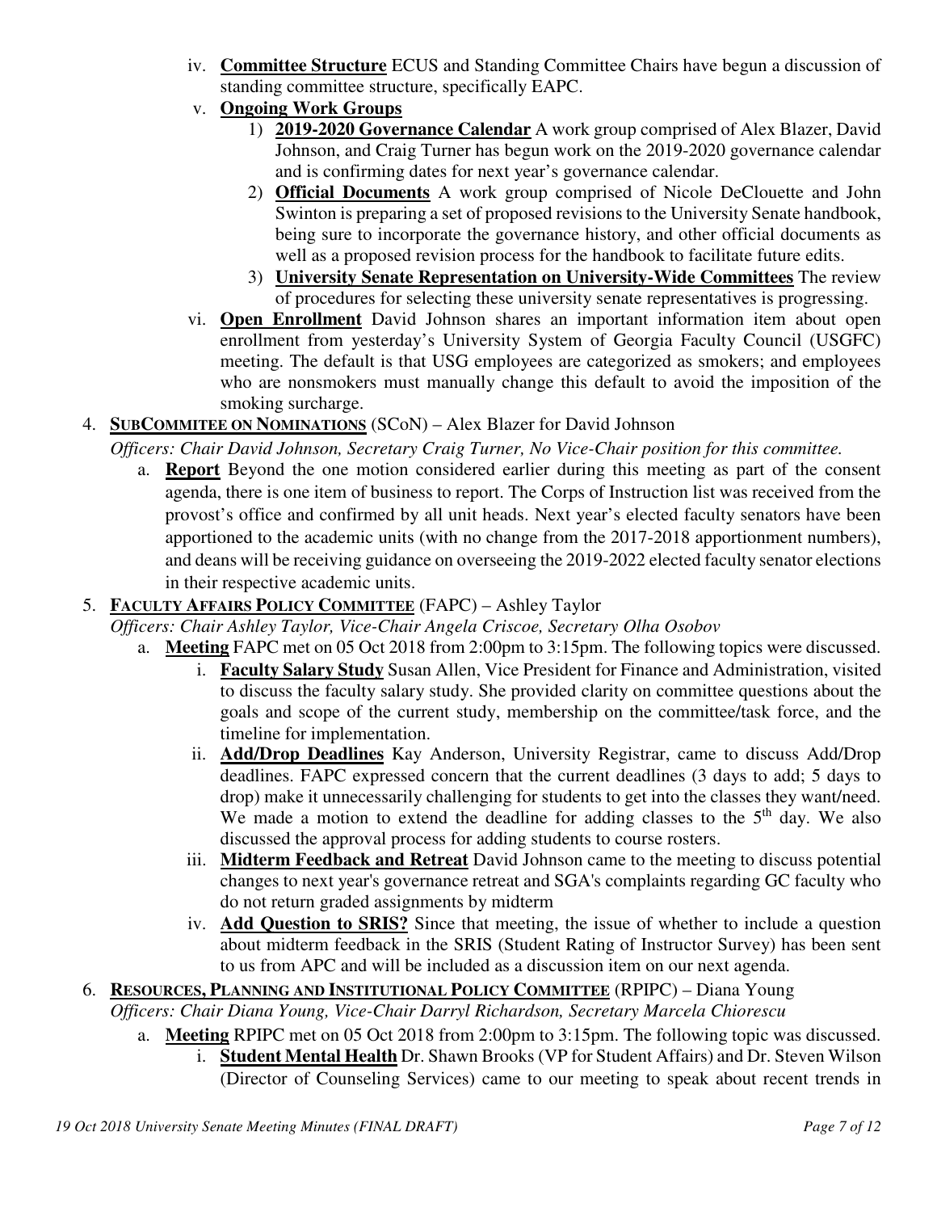iv. **Committee Structure** ECUS and Standing Committee Chairs have begun a discussion of standing committee structure, specifically EAPC.

v. **Ongoing Work Groups**

1) **2019-2020 Governance Calendar** A work group comprised of Alex Blazer, David Johnson, and Craig Turner has begun work on the 2019-2020 governance calendar and is confirming dates for next year's governance calendar.

2) **Official Documents** A work group comprised of Nicole DeClouette and John Swinton is preparing a set of proposed revisions to the University Senate handbook, being sure to incorporate the governance history, and other official documents as well as a proposed revision process for the handbook to facilitate future edits.

3) **University Senate Representation on University-Wide Committees** The review of procedures for selecting these university senate representatives is progressing.

vi. **Open Enrollment** David Johnson shares an important information item about open enrollment from yesterday's University System of Georgia Faculty Council (USGFC) meeting. The default is that USG employees are categorized as smokers; and employees who are nonsmokers must manually change this default to avoid the imposition of the smoking surcharge.

4. **SUBCOMMITEE ON NOMINATIONS** (SCoN) – Alex Blazer for David Johnson

*Officers: Chair David Johnson, Secretary Craig Turner, No Vice-Chair position for this committee.*

a. **Report** Beyond the one motion considered earlier during this meeting as part of the consent agenda, there is one item of business to report. The Corps of Instruction list was received from the provost's office and confirmed by all unit heads. Next year's elected faculty senators have been apportioned to the academic units (with no change from the 2017-2018 apportionment numbers), and deans will be receiving guidance on overseeing the 2019-2022 elected faculty senator elections in their respective academic units.

5. **FACULTY AFFAIRS POLICY COMMITTEE** (FAPC) – Ashley Taylor

*Officers: Chair Ashley Taylor, Vice-Chair Angela Criscoe, Secretary Olha Osobov*

a. **Meeting** FAPC met on 05 Oct 2018 from 2:00pm to 3:15pm. The following topics were discussed.

i. **Faculty Salary Study** Susan Allen, Vice President for Finance and Administration, visited to discuss the faculty salary study. She provided clarity on committee questions about the goals and scope of the current study, membership on the committee/task force, and the timeline for implementation.

ii. **Add/Drop Deadlines** Kay Anderson, University Registrar, came to discuss Add/Drop deadlines. FAPC expressed concern that the current deadlines (3 days to add; 5 days to drop) make it unnecessarily challenging for students to get into the classes they want/need. We made a motion to extend the deadline for adding classes to the 5th day. We also discussed the approval process for adding students to course rosters.

iii. **Midterm Feedback and Retreat** David Johnson came to the meeting to discuss potential changes to next year's governance retreat and SGA's complaints regarding GC faculty who do not return graded assignments by midterm

iv. **Add Question to SRIS?** Since that meeting, the issue of whether to include a question about midterm feedback in the SRIS (Student Rating of Instructor Survey) has been sent to us from APC and will be included as a discussion item on our next agenda.

6. **RESOURCES, PLANNING AND INSTITUTIONAL POLICY COMMITTEE** (RPIPC) – Diana Young

*Officers: Chair Diana Young, Vice-Chair Darryl Richardson, Secretary Marcela Chiorescu*

a. **Meeting** RPIPC met on 05 Oct 2018 from 2:00pm to 3:15pm. The following topic was discussed.

i. **Student Mental Health** Dr. Shawn Brooks (VP for Student Affairs) and Dr. Steven Wilson (Director of Counseling Services) came to our meeting to speak about recent trends in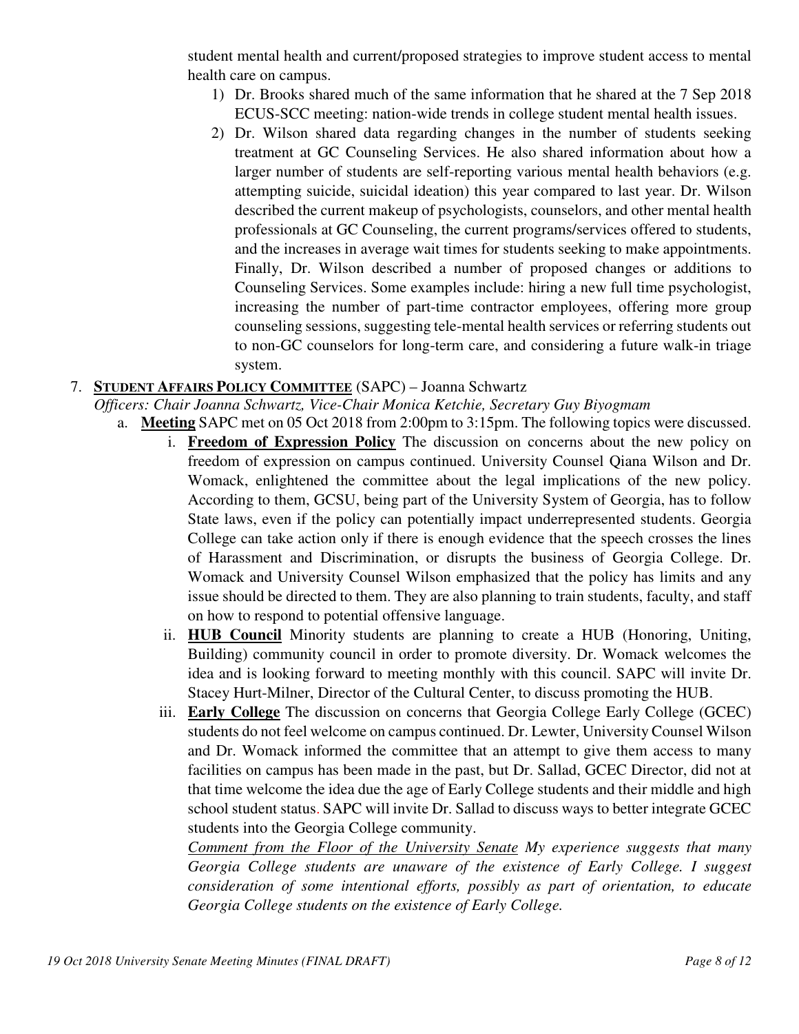student mental health and current/proposed strategies to improve student access to mental health care on campus.

1) Dr. Brooks shared much of the same information that he shared at the 7 Sep 2018 ECUS-SCC meeting: nation-wide trends in college student mental health issues.
2) Dr. Wilson shared data regarding changes in the number of students seeking treatment at GC Counseling Services. He also shared information about how a larger number of students are self-reporting various mental health behaviors (e.g. attempting suicide, suicidal ideation) this year compared to last year. Dr. Wilson described the current makeup of psychologists, counselors, and other mental health professionals at GC Counseling, the current programs/services offered to students, and the increases in average wait times for students seeking to make appointments. Finally, Dr. Wilson described a number of proposed changes or additions to Counseling Services. Some examples include: hiring a new full time psychologist, increasing the number of part-time contractor employees, offering more group counseling sessions, suggesting tele-mental health services or referring students out to non-GC counselors for long-term care, and considering a future walk-in triage system.

7. **STUDENT AFFAIRS POLICY COMMITTEE** (SAPC) – Joanna Schwartz

*Officers: Chair Joanna Schwartz, Vice-Chair Monica Ketchie, Secretary Guy Biyogmam*

a. **Meeting** SAPC met on 05 Oct 2018 from 2:00pm to 3:15pm. The following topics were discussed.

i. **Freedom of Expression Policy** The discussion on concerns about the new policy on freedom of expression on campus continued. University Counsel Qiana Wilson and Dr. Womack, enlightened the committee about the legal implications of the new policy. According to them, GCSU, being part of the University System of Georgia, has to follow State laws, even if the policy can potentially impact underrepresented students. Georgia College can take action only if there is enough evidence that the speech crosses the lines of Harassment and Discrimination, or disrupts the business of Georgia College. Dr. Womack and University Counsel Wilson emphasized that the policy has limits and any issue should be directed to them. They are also planning to train students, faculty, and staff on how to respond to potential offensive language.

ii. **HUB Council** Minority students are planning to create a HUB (Honoring, Uniting, Building) community council in order to promote diversity. Dr. Womack welcomes the idea and is looking forward to meeting monthly with this council. SAPC will invite Dr. Stacey Hurt-Milner, Director of the Cultural Center, to discuss promoting the HUB.

iii. **Early College** The discussion on concerns that Georgia College Early College (GCEC) students do not feel welcome on campus continued. Dr. Lewter, University Counsel Wilson and Dr. Womack informed the committee that an attempt to give them access to many facilities on campus has been made in the past, but Dr. Sallad, GCEC Director, did not at that time welcome the idea due the age of Early College students and their middle and high school student status. SAPC will invite Dr. Sallad to discuss ways to better integrate GCEC students into the Georgia College community.

*Comment from the Floor of the University Senate My experience suggests that many Georgia College students are unaware of the existence of Early College. I suggest consideration of some intentional efforts, possibly as part of orientation, to educate Georgia College students on the existence of Early College.*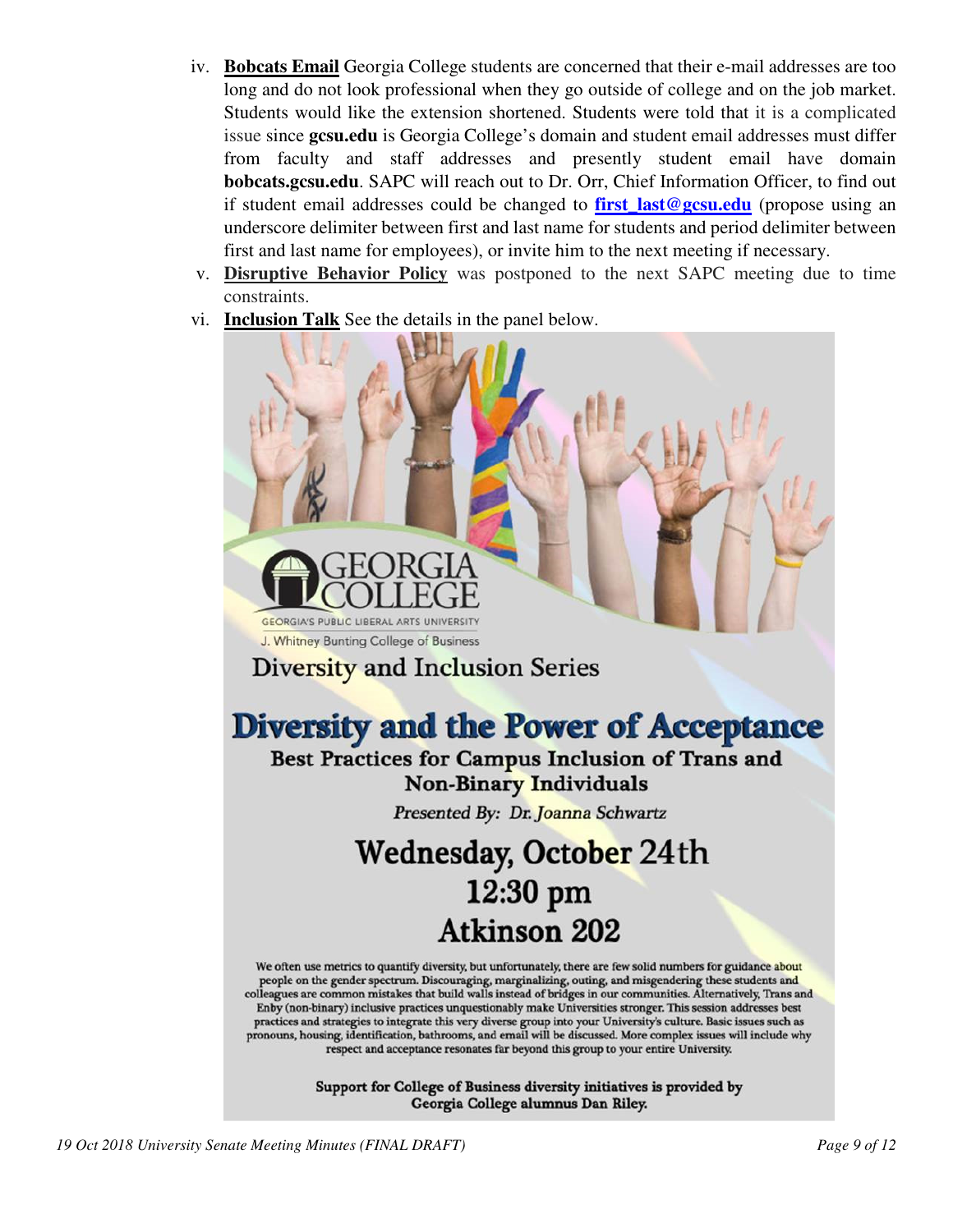iv. **Bobcats Email** Georgia College students are concerned that their e-mail addresses are too long and do not look professional when they go outside of college and on the job market. Students would like the extension shortened. Students were told that it is a complicated issue since **gcsu.edu** is Georgia College's domain and student email addresses must differ from faculty and staff addresses and presently student email have domain **bobcats.gcsu.edu**. SAPC will reach out to Dr. Orr, Chief Information Officer, to find out if student email addresses could be changed to **first_last@gcsu.edu** (propose using an underscore delimiter between first and last name for students and period delimiter between first and last name for employees), or invite him to the next meeting if necessary.

v. **Disruptive Behavior Policy** was postponed to the next SAPC meeting due to time constraints.

vi. **Inclusion Talk** See the details in the panel below.

GEORGIA COLLEGE
GEORGIA'S PUBLIC LIBERAL ARTS UNIVERSITY
J. Whitney Bunting College of Business

Diversity and Inclusion Series

## Diversity and the Power of Acceptance

**Best Practices for Campus Inclusion of Trans and Non-Binary Individuals**

*Presented By: Dr. Joanna Schwartz*

**Wednesday, October 24th**
**12:30 pm**
**Atkinson 202**

We often use metrics to quantify diversity, but unfortunately, there are few solid numbers for guidance about people on the gender spectrum. Discouraging, marginalizing, outing, and misgendering these students and colleagues are common mistakes that build walls instead of bridges in our communities. Alternatively, Trans and Enby (non-binary) inclusive practices unquestionably make Universities stronger. This session addresses best practices and strategies to integrate this very diverse group into your University's culture. Basic issues such as pronouns, housing, identification, bathrooms, and email will be discussed. More complex issues will include why respect and acceptance resonates far beyond this group to your entire University.

**Support for College of Business diversity initiatives is provided by Georgia College alumnus Dan Riley.**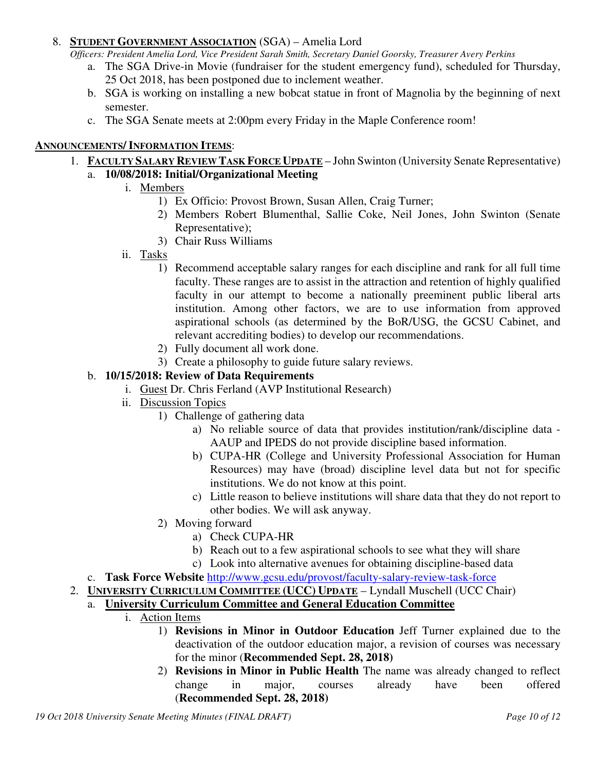8. **STUDENT GOVERNMENT ASSOCIATION** (SGA) – Amelia Lord

   *Officers: President Amelia Lord, Vice President Sarah Smith, Secretary Daniel Goorsky, Treasurer Avery Perkins*

   a. The SGA Drive-in Movie (fundraiser for the student emergency fund), scheduled for Thursday, 25 Oct 2018, has been postponed due to inclement weather.
   b. SGA is working on installing a new bobcat statue in front of Magnolia by the beginning of next semester.
   c. The SGA Senate meets at 2:00pm every Friday in the Maple Conference room!

**ANNOUNCEMENTS/ INFORMATION ITEMS**:

1. **FACULTY SALARY REVIEW TASK FORCE UPDATE** – John Swinton (University Senate Representative)
   a. **10/08/2018: Initial/Organizational Meeting**
      i. Members
         1) Ex Officio: Provost Brown, Susan Allen, Craig Turner;
         2) Members Robert Blumenthal, Sallie Coke, Neil Jones, John Swinton (Senate Representative);
         3) Chair Russ Williams
      ii. Tasks
         1) Recommend acceptable salary ranges for each discipline and rank for all full time faculty. These ranges are to assist in the attraction and retention of highly qualified faculty in our attempt to become a nationally preeminent public liberal arts institution. Among other factors, we are to use information from approved aspirational schools (as determined by the BoR/USG, the GCSU Cabinet, and relevant accrediting bodies) to develop our recommendations.
         2) Fully document all work done.
         3) Create a philosophy to guide future salary reviews.
   b. **10/15/2018: Review of Data Requirements**
      i. Guest Dr. Chris Ferland (AVP Institutional Research)
      ii. Discussion Topics
         1) Challenge of gathering data
            a) No reliable source of data that provides institution/rank/discipline data - AAUP and IPEDS do not provide discipline based information.
            b) CUPA-HR (College and University Professional Association for Human Resources) may have (broad) discipline level data but not for specific institutions. We do not know at this point.
            c) Little reason to believe institutions will share data that they do not report to other bodies. We will ask anyway.
         2) Moving forward
            a) Check CUPA-HR
            b) Reach out to a few aspirational schools to see what they will share
            c) Look into alternative avenues for obtaining discipline-based data
   c. **Task Force Website** http://www.gcsu.edu/provost/faculty-salary-review-task-force
2. **UNIVERSITY CURRICULUM COMMITTEE (UCC) UPDATE** – Lyndall Muschell (UCC Chair)
   a. **University Curriculum Committee and General Education Committee**
      i. Action Items
         1) **Revisions in Minor in Outdoor Education** Jeff Turner explained due to the deactivation of the outdoor education major, a revision of courses was necessary for the minor (**Recommended Sept. 28, 2018)**
         2) **Revisions in Minor in Public Health** The name was already changed to reflect change in major, courses already have been offered (**Recommended Sept. 28, 2018)**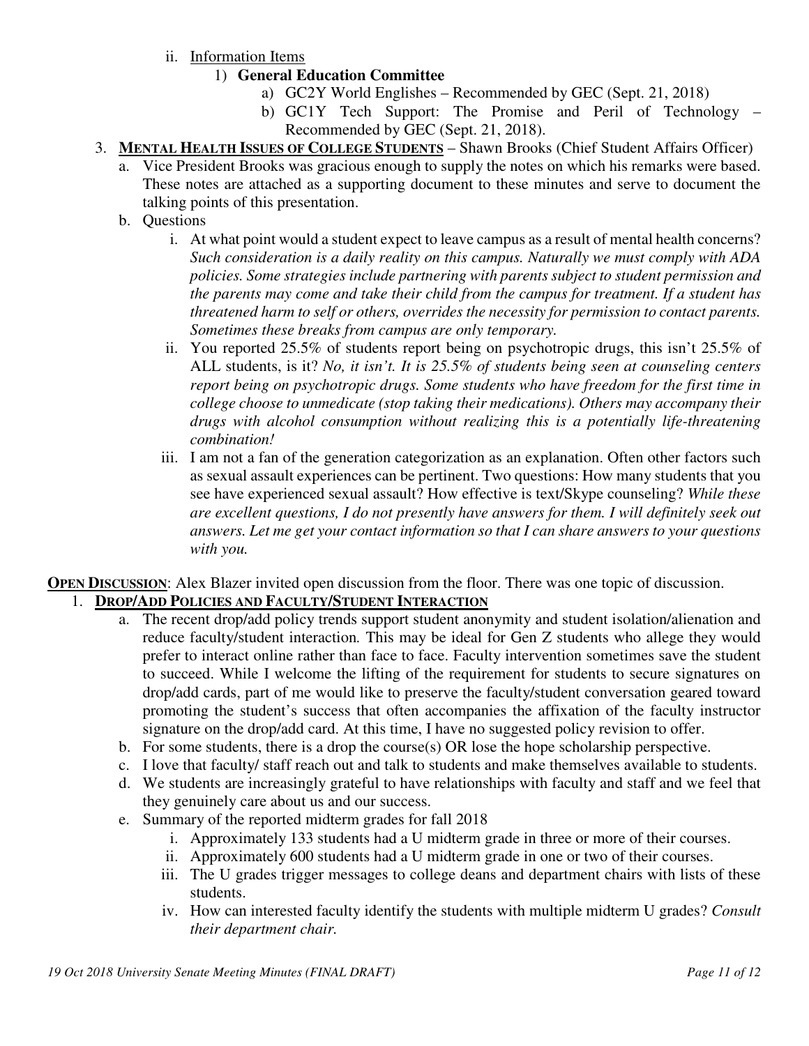ii. Information Items

1) **General Education Committee**

a) GC2Y World Englishes – Recommended by GEC (Sept. 21, 2018)

b) GC1Y Tech Support: The Promise and Peril of Technology – Recommended by GEC (Sept. 21, 2018).

3. **MENTAL HEALTH ISSUES OF COLLEGE STUDENTS** – Shawn Brooks (Chief Student Affairs Officer)

a. Vice President Brooks was gracious enough to supply the notes on which his remarks were based. These notes are attached as a supporting document to these minutes and serve to document the talking points of this presentation.

b. Questions

i. At what point would a student expect to leave campus as a result of mental health concerns? *Such consideration is a daily reality on this campus. Naturally we must comply with ADA policies. Some strategies include partnering with parents subject to student permission and the parents may come and take their child from the campus for treatment. If a student has threatened harm to self or others, overrides the necessity for permission to contact parents. Sometimes these breaks from campus are only temporary.*

ii. You reported 25.5% of students report being on psychotropic drugs, this isn't 25.5% of ALL students, is it? *No, it isn't. It is 25.5% of students being seen at counseling centers report being on psychotropic drugs. Some students who have freedom for the first time in college choose to unmedicate (stop taking their medications). Others may accompany their drugs with alcohol consumption without realizing this is a potentially life-threatening combination!*

iii. I am not a fan of the generation categorization as an explanation. Often other factors such as sexual assault experiences can be pertinent. Two questions: How many students that you see have experienced sexual assault? How effective is text/Skype counseling? *While these are excellent questions, I do not presently have answers for them. I will definitely seek out answers. Let me get your contact information so that I can share answers to your questions with you.*

**OPEN DISCUSSION**: Alex Blazer invited open discussion from the floor. There was one topic of discussion.

1. **DROP/ADD POLICIES AND FACULTY/STUDENT INTERACTION**

a. The recent drop/add policy trends support student anonymity and student isolation/alienation and reduce faculty/student interaction. This may be ideal for Gen Z students who allege they would prefer to interact online rather than face to face. Faculty intervention sometimes save the student to succeed. While I welcome the lifting of the requirement for students to secure signatures on drop/add cards, part of me would like to preserve the faculty/student conversation geared toward promoting the student's success that often accompanies the affixation of the faculty instructor signature on the drop/add card. At this time, I have no suggested policy revision to offer.

b. For some students, there is a drop the course(s) OR lose the hope scholarship perspective.

c. I love that faculty/ staff reach out and talk to students and make themselves available to students.

d. We students are increasingly grateful to have relationships with faculty and staff and we feel that they genuinely care about us and our success.

e. Summary of the reported midterm grades for fall 2018

i. Approximately 133 students had a U midterm grade in three or more of their courses.

ii. Approximately 600 students had a U midterm grade in one or two of their courses.

iii. The U grades trigger messages to college deans and department chairs with lists of these students.

iv. How can interested faculty identify the students with multiple midterm U grades? *Consult their department chair.*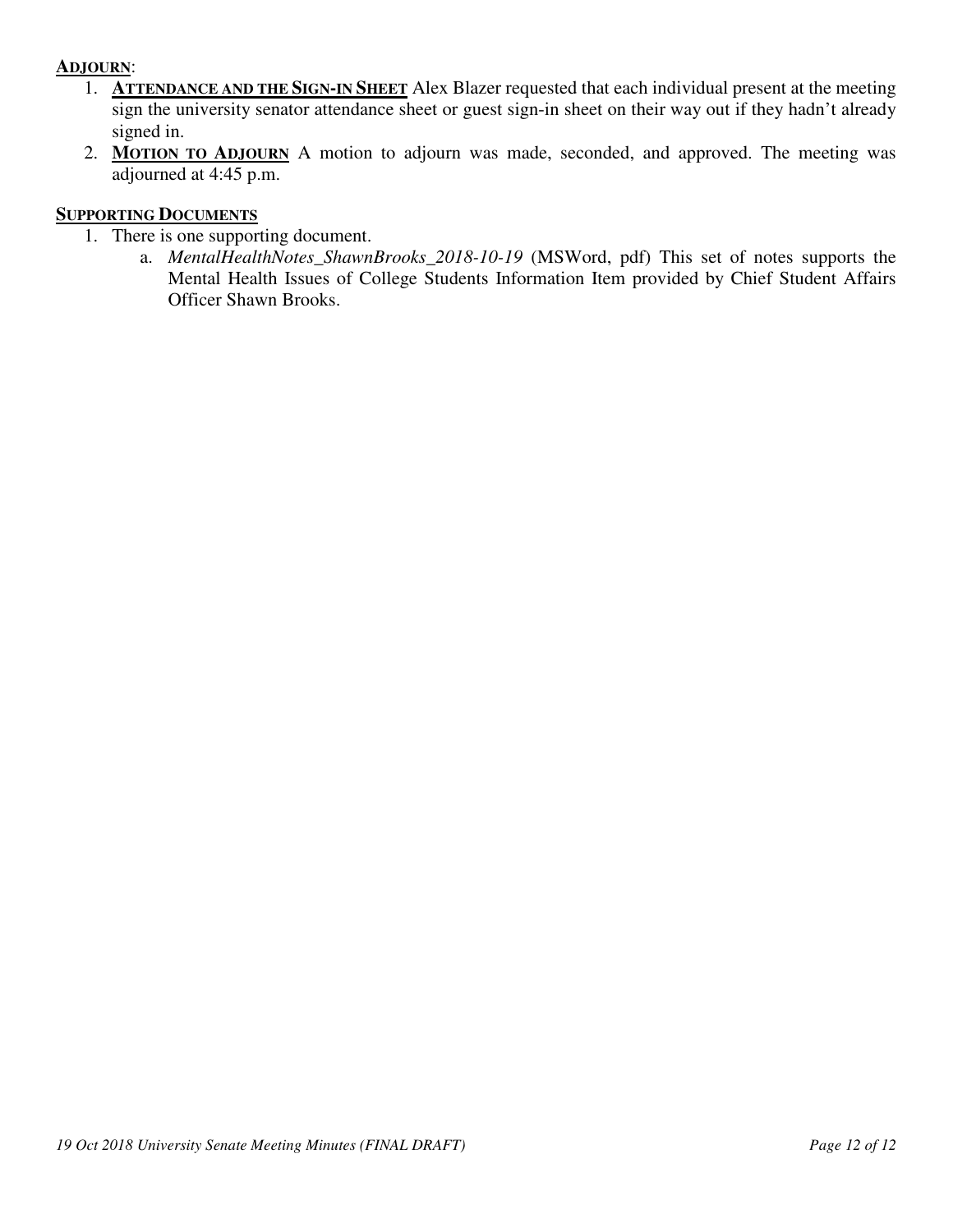**ADJOURN**:

1. **ATTENDANCE AND THE SIGN-IN SHEET** Alex Blazer requested that each individual present at the meeting sign the university senator attendance sheet or guest sign-in sheet on their way out if they hadn't already signed in.
2. **MOTION TO ADJOURN** A motion to adjourn was made, seconded, and approved. The meeting was adjourned at 4:45 p.m.

**SUPPORTING DOCUMENTS**

1. There is one supporting document.
   a. *MentalHealthNotes_ShawnBrooks_2018-10-19* (MSWord, pdf) This set of notes supports the Mental Health Issues of College Students Information Item provided by Chief Student Affairs Officer Shawn Brooks.